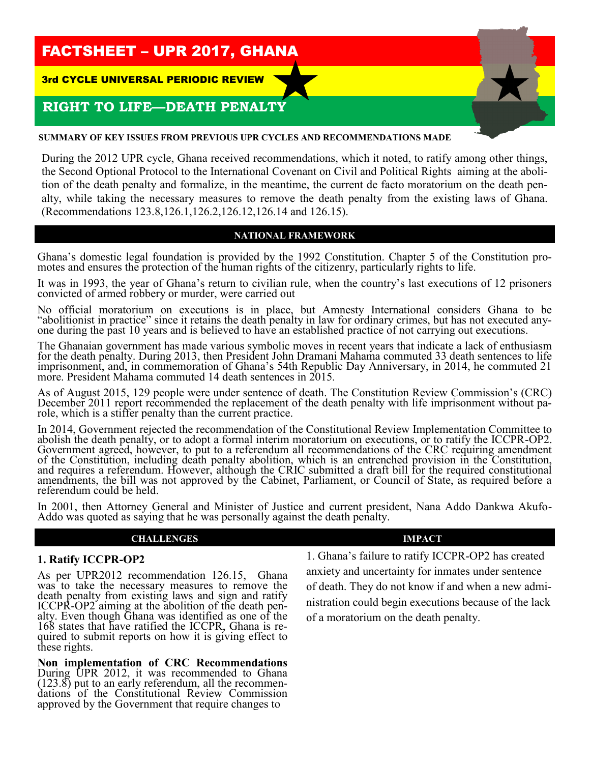# FACTSHEET – UPR 2017, GHANA

## 3rd CYCLE UNIVERSAL PERIODIC REVIEW

## RIGHT TO LIFE—DEATH PENALTY

### SUMMARY OF KEY ISSUES FROM PREVIOUS UPR CYCLES AND RECOMMENDATIONS MADE

During the 2012 UPR cycle, Ghana received recommendations, which it noted, to ratify among other things, the Second Optional Protocol to the International Covenant on Civil and Political Rights aiming at the abolition of the death penalty and formalize, in the meantime, the current de facto moratorium on the death penalty, while taking the necessary measures to remove the death penalty from the existing laws of Ghana. (Recommendations 123.8,126.1,126.2,126.12,126.14 and 126.15).

### NATIONAL FRAMEWORK

Ghana's domestic legal foundation is provided by the 1992 Constitution. Chapter 5 of the Constitution promotes and ensures the protection of the human rights of the citizenry, particularly rights to life.

It was in 1993, the year of Ghana's return to civilian rule, when the country's last executions of 12 prisoners convicted of armed robbery or murder, were carried out

No official moratorium on executions is in place, but Amnesty International considers Ghana to be "abolitionist in practice" since it retains the death penalty in law for ordinary crimes, but has not executed anyone during the past 10 years and is believed to have an established practice of not carrying out executions.

The Ghanaian government has made various symbolic moves in recent years that indicate a lack of enthusiasm for the death penalty. During 2013, then President John Dramani Mahama commuted 33 death sentences to life imprisonment, and, in commemoration of Ghana's 54th Republic Day Anniversary, in 2014, he commuted 21 more. President Mahama commuted 14 death sentences in 2015.

As of August 2015, 129 people were under sentence of death. The Constitution Review Commission's (CRC) December 2011 report recommended the replacement of the death penalty with life imprisonment without parole, which is a stiffer penalty than the current practice.

In 2014, Government rejected the recommendation of the Constitutional Review Implementation Committee to abolish the death penalty, or to adopt a formal interim moratorium on executions, or to ratify the ICCPR-OP2. Government agreed, however, to put to a referendum all recommendations of the CRC requiring amendment of the Constitution, including death penalty abolition, which is an entrenched provision in the Constitution, and requires a referendum. However, although the CRIC submitted a draft bill for the required constitutional amendments, the bill was not approved by the Cabinet, Parliament, or Council of State, as required before a referendum could be held.

In 2001, then Attorney General and Minister of Justice and current president, Nana Addo Dankwa Akufo-Addo was quoted as saying that he was personally against the death penalty.

### CHALLENGES

**1. Ratify ICCPR-OP2**

As per UPR2012 recommendation 126.15, Ghana was to take the necessary measures to remove the death penalty from existing laws and sign and ratify ICCPR-OP2 aiming at the abolition of the death penalty. Even though Ghana was identified as one of the 168 states that have ratified the ICCPR, Ghana is required to submit reports on how it is giving effect to these rights.

**Non implementation of CRC Recommendations**
During UPR 2012, it was recommended to Ghana (123.8) put to an early referendum, all the recommendations of the Constitutional Review Commission approved by the Government that require changes to

### IMPACT

1. Ghana's failure to ratify ICCPR-OP2 has created anxiety and uncertainty for inmates under sentence of death. They do not know if and when a new administration could begin executions because of the lack of a moratorium on the death penalty.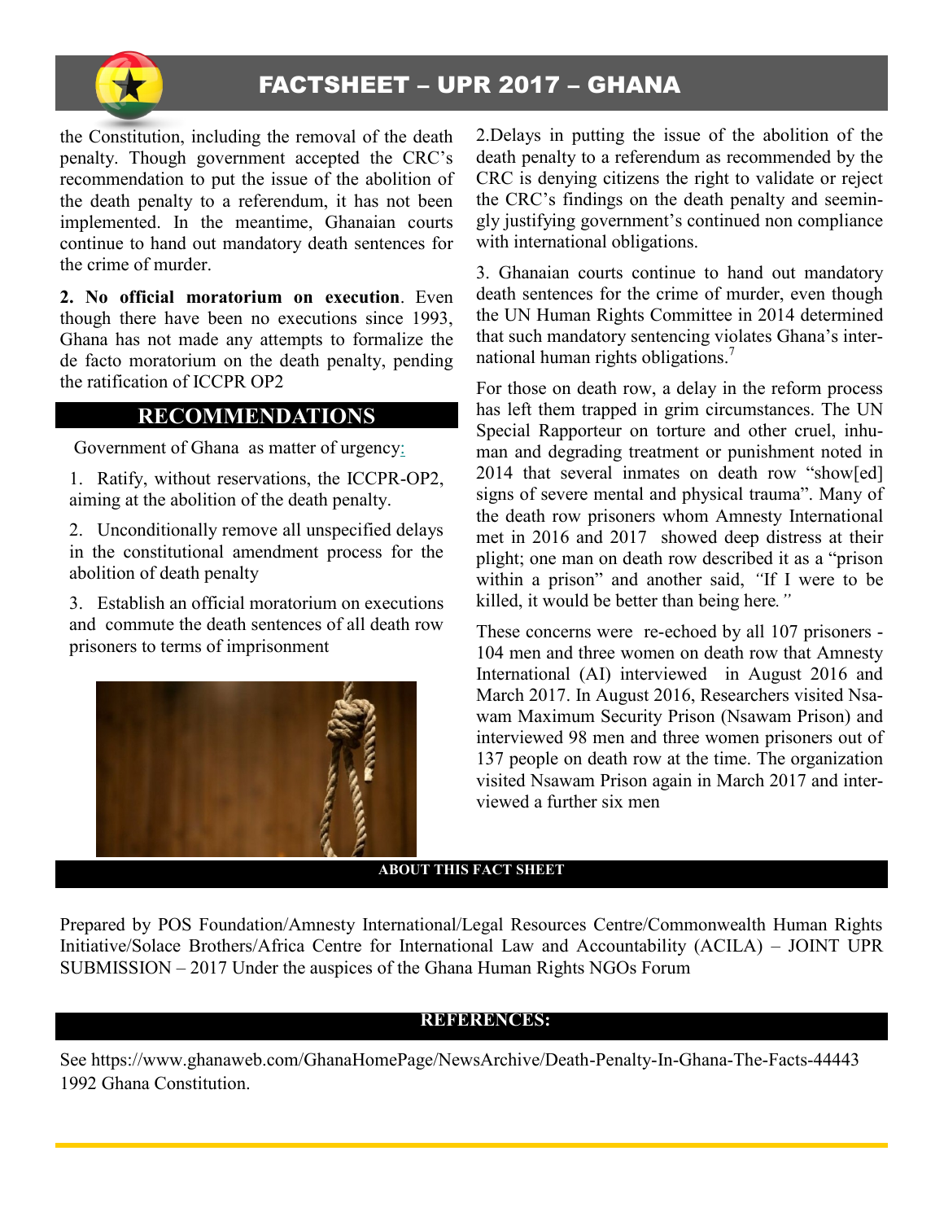the Constitution, including the removal of the death penalty. Though government accepted the CRC's recommendation to put the issue of the abolition of the death penalty to a referendum, it has not been implemented. In the meantime, Ghanaian courts continue to hand out mandatory death sentences for the crime of murder.

**2. No official moratorium on execution**. Even though there have been no executions since 1993, Ghana has not made any attempts to formalize the de facto moratorium on the death penalty, pending the ratification of ICCPR OP2

## RECOMMENDATIONS

Government of Ghana as matter of urgency:

1. Ratify, without reservations, the ICCPR-OP2, aiming at the abolition of the death penalty.

2. Unconditionally remove all unspecified delays in the constitutional amendment process for the abolition of death penalty

3. Establish an official moratorium on executions and commute the death sentences of all death row prisoners to terms of imprisonment

2.Delays in putting the issue of the abolition of the death penalty to a referendum as recommended by the CRC is denying citizens the right to validate or reject the CRC's findings on the death penalty and seemingly justifying government's continued non compliance with international obligations.

3. Ghanaian courts continue to hand out mandatory death sentences for the crime of murder, even though the UN Human Rights Committee in 2014 determined that such mandatory sentencing violates Ghana's international human rights obligations.[7]

For those on death row, a delay in the reform process has left them trapped in grim circumstances. The UN Special Rapporteur on torture and other cruel, inhuman and degrading treatment or punishment noted in 2014 that several inmates on death row "show[ed] signs of severe mental and physical trauma". Many of the death row prisoners whom Amnesty International met in 2016 and 2017 showed deep distress at their plight; one man on death row described it as a "prison within a prison" and another said, *"If I were to be killed, it would be better than being here."*

These concerns were re-echoed by all 107 prisoners - 104 men and three women on death row that Amnesty International (AI) interviewed in August 2016 and March 2017. In August 2016, Researchers visited Nsawam Maximum Security Prison (Nsawam Prison) and interviewed 98 men and three women prisoners out of 137 people on death row at the time. The organization visited Nsawam Prison again in March 2017 and interviewed a further six men

## ABOUT THIS FACT SHEET

Prepared by POS Foundation/Amnesty International/Legal Resources Centre/Commonwealth Human Rights Initiative/Solace Brothers/Africa Centre for International Law and Accountability (ACILA) – JOINT UPR SUBMISSION – 2017 Under the auspices of the Ghana Human Rights NGOs Forum

## REFERENCES:

See https://www.ghanaweb.com/GhanaHomePage/NewsArchive/Death-Penalty-In-Ghana-The-Facts-44443
1992 Ghana Constitution.